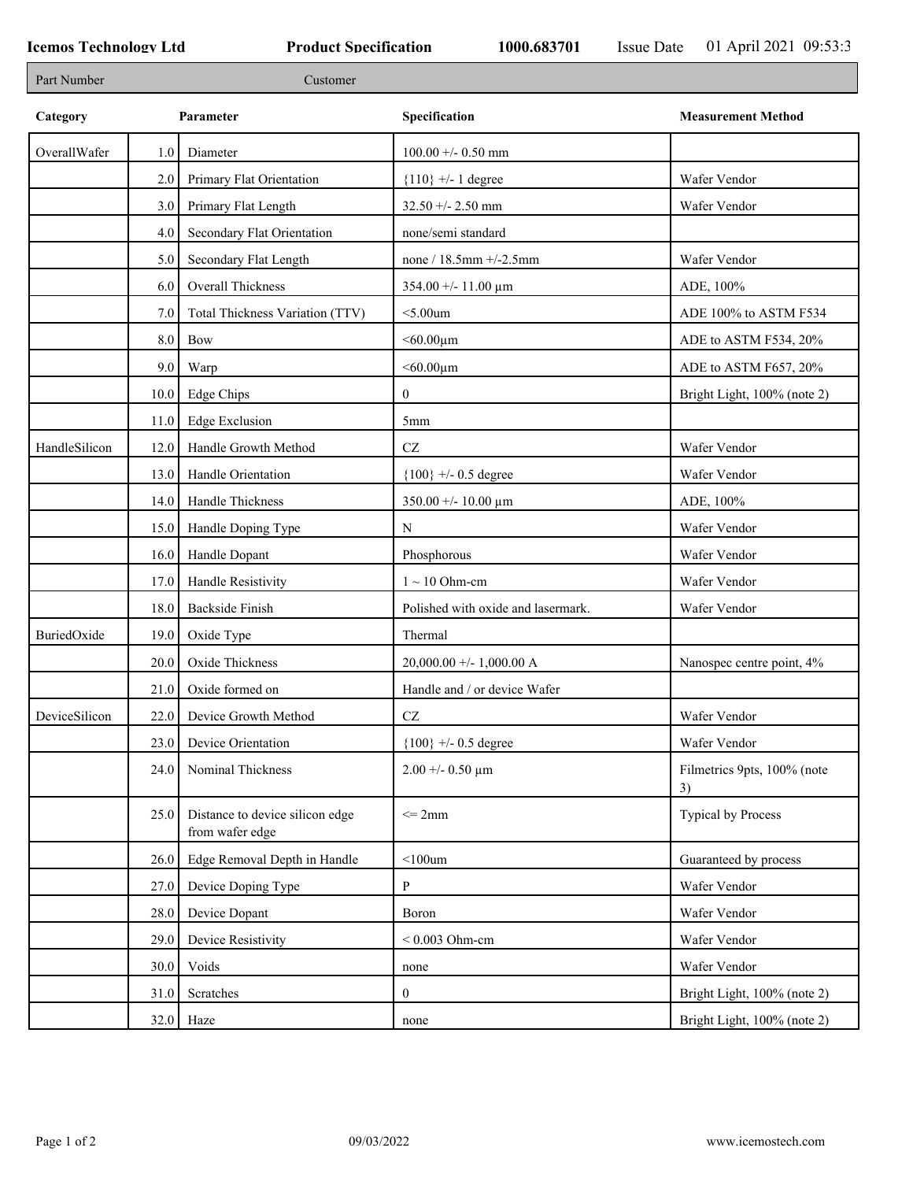**Icemos Technology Ltd** | **Product Specification** | **1000.683701** | Issue Date 01 April 2021 09:53:3

| Part Number | Customer |
|---|---|

| Category | | Parameter | Specification | Measurement Method |
|---|---|---|---|---|
| OverallWafer | 1.0 | Diameter | 100.00 +/- 0.50 mm | |
| | 2.0 | Primary Flat Orientation | {110} +/- 1 degree | Wafer Vendor |
| | 3.0 | Primary Flat Length | 32.50 +/- 2.50 mm | Wafer Vendor |
| | 4.0 | Secondary Flat Orientation | none/semi standard | |
| | 5.0 | Secondary Flat Length | none / 18.5mm +/-2.5mm | Wafer Vendor |
| | 6.0 | Overall Thickness | 354.00 +/- 11.00 µm | ADE, 100% |
| | 7.0 | Total Thickness Variation (TTV) | <5.00um | ADE 100% to ASTM F534 |
| | 8.0 | Bow | <60.00µm | ADE to ASTM F534, 20% |
| | 9.0 | Warp | <60.00µm | ADE to ASTM F657, 20% |
| | 10.0 | Edge Chips | 0 | Bright Light, 100% (note 2) |
| | 11.0 | Edge Exclusion | 5mm | |
| HandleSilicon | 12.0 | Handle Growth Method | CZ | Wafer Vendor |
| | 13.0 | Handle Orientation | {100} +/- 0.5 degree | Wafer Vendor |
| | 14.0 | Handle Thickness | 350.00 +/- 10.00 µm | ADE, 100% |
| | 15.0 | Handle Doping Type | N | Wafer Vendor |
| | 16.0 | Handle Dopant | Phosphorous | Wafer Vendor |
| | 17.0 | Handle Resistivity | 1 ~ 10 Ohm-cm | Wafer Vendor |
| | 18.0 | Backside Finish | Polished with oxide and lasermark. | Wafer Vendor |
| BuriedOxide | 19.0 | Oxide Type | Thermal | |
| | 20.0 | Oxide Thickness | 20,000.00 +/- 1,000.00 A | Nanospec centre point, 4% |
| | 21.0 | Oxide formed on | Handle and / or device Wafer | |
| DeviceSilicon | 22.0 | Device Growth Method | CZ | Wafer Vendor |
| | 23.0 | Device Orientation | {100} +/- 0.5 degree | Wafer Vendor |
| | 24.0 | Nominal Thickness | 2.00 +/- 0.50 µm | Filmetrics 9pts, 100% (note 3) |
| | 25.0 | Distance to device silicon edge from wafer edge | <= 2mm | Typical by Process |
| | 26.0 | Edge Removal Depth in Handle | <100um | Guaranteed by process |
| | 27.0 | Device Doping Type | P | Wafer Vendor |
| | 28.0 | Device Dopant | Boron | Wafer Vendor |
| | 29.0 | Device Resistivity | < 0.003 Ohm-cm | Wafer Vendor |
| | 30.0 | Voids | none | Wafer Vendor |
| | 31.0 | Scratches | 0 | Bright Light, 100% (note 2) |
| | 32.0 | Haze | none | Bright Light, 100% (note 2) |

09/03/2022 www.icemostech.com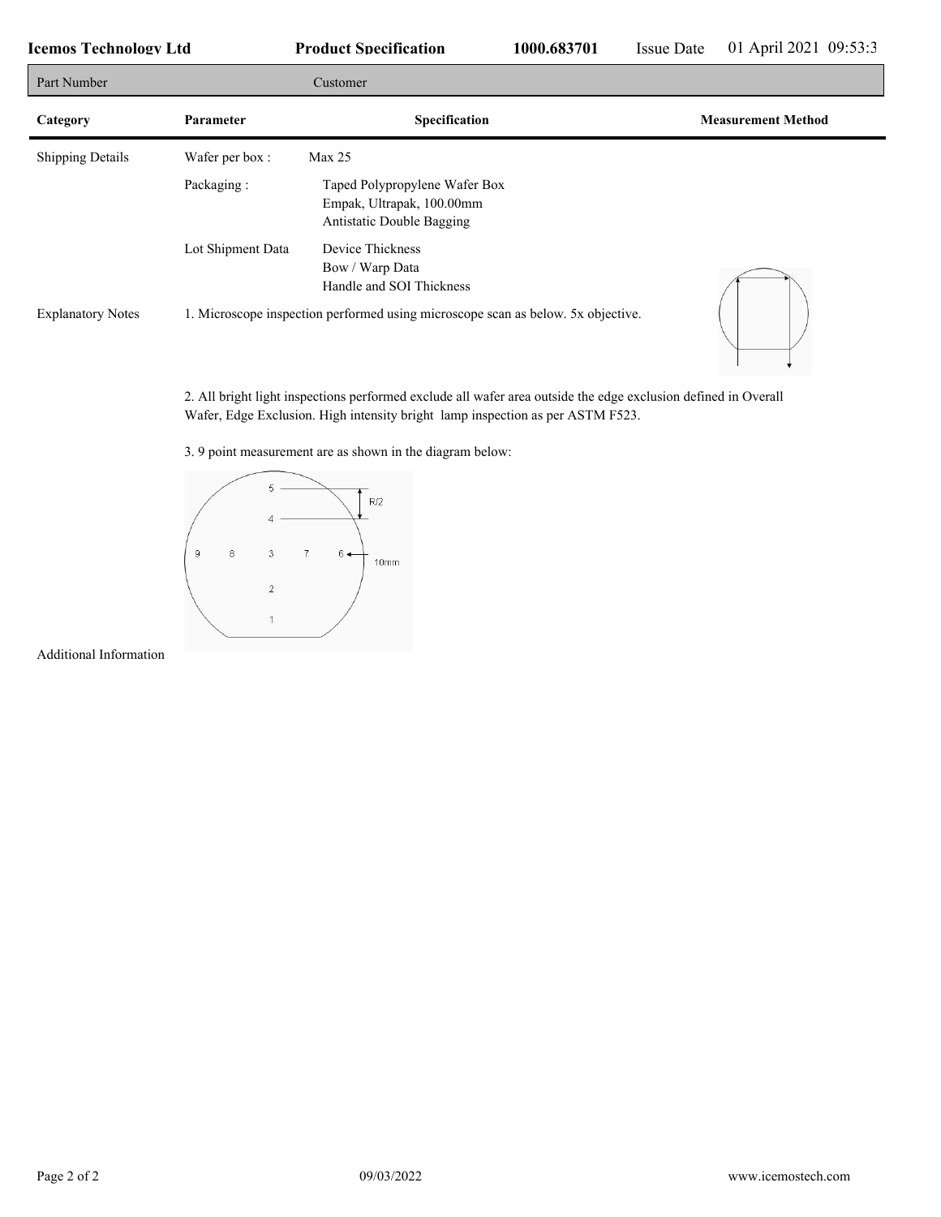| Part Number | Customer | | |
|---|---|---|---|
| **Category** | **Parameter** | **Specification** | **Measurement Method** |
| Shipping Details | Wafer per box : | Max 25 | |
| | Packaging : | Taped Polypropylene Wafer Box<br>Empak, Ultrapak, 100.00mm<br>Antistatic Double Bagging | |
| | Lot Shipment Data | Device Thickness<br>Bow / Warp Data<br>Handle and SOI Thickness | |

Explanatory Notes

1. Microscope inspection performed using microscope scan as below. 5x objective.

2. All bright light inspections performed exclude all wafer area outside the edge exclusion defined in Overall Wafer, Edge Exclusion. High intensity bright lamp inspection as per ASTM F523.

3. 9 point measurement are as shown in the diagram below:

5
4
R/2
9 8 3 7 6
10mm
2
1

Additional Information